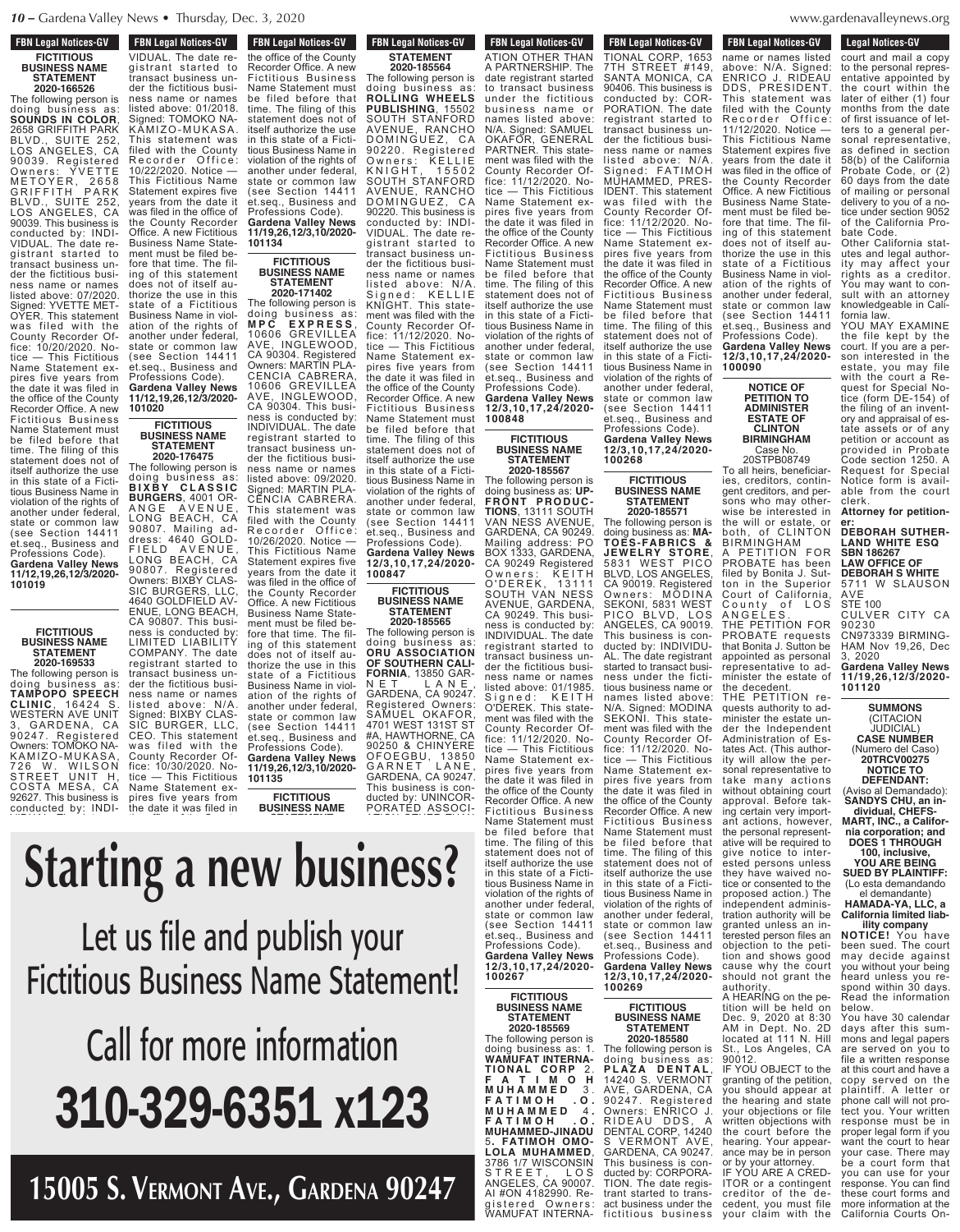## FBN Legal Notices-GV

### FICTITIOUS BUSINESS NAME STATEMENT
**2020-166526**

The following person is doing business as: **SOUNDS IN COLOR**, 2658 GRIFFITH PARK BLVD., SUITE 252, LOS ANGELES, CA 90039. Registered Owners: YVETTE METOYER, 2658 GRIFFITH PARK BLVD., SUITE 252, LOS ANGELES, CA 90039. This business is conducted by: INDIVIDUAL. The date registrant started to transact business under the fictitious business name or names listed above: 07/2020. Signed: YVETTE METOYER. This statement was filed with the County Recorder Office: 10/20/2020. Notice — This Fictitious Name Statement expires five years from the date it was filed in the office of the County Recorder Office. A new Fictitious Business Name Statement must be filed before that time. The filing of this statement does not of itself authorize the use in this state of a Fictitious Business Name in violation of the rights of another under federal, state or common law (see Section 14411 et.seq., Business and Professions Code).
**Gardena Valley News 11/12,19,26,12/3/2020-101019**

### FICTITIOUS BUSINESS NAME STATEMENT
**2020-169533**

The following person is doing business as: **TAMPOPO SPEECH CLINIC**, 16424 S. WESTERN AVE UNIT 3, GARDENA, CA 90247. Registered Owners: TOMOKO NAKAMIZO-MUKASA, 726 W. WILSON STREET UNIT H, COSTA MESA, CA 92627. This business is conducted by: INDIVIDUAL. The date registrant started to transact business under the fictitious business name or names listed above: 01/2018. Signed: TOMOKO NAKAMIZO-MUKASA. This statement was filed with the County Recorder Office: 10/22/2020. Notice — This Fictitious Name Statement expires five years from the date it was filed in the office of the County Recorder Office. A new Fictitious Business Name Statement must be filed before that time. The filing of this statement does not of itself authorize the use in this state of a Fictitious Business Name in violation of the rights of another under federal, state or common law (see Section 14411 et.seq., Business and Professions Code).
**Gardena Valley News 11/12,19,26,12/3/2020-101020**

### FICTITIOUS BUSINESS NAME STATEMENT
**2020-176475**

The following person is doing business as: **BIXBY CLASSIC BURGERS**, 4001 ORANGE AVENUE, LONG BEACH, CA 90807. Mailing address: 4640 GOLDFIELD AVENUE, LONG BEACH, CA 90807. Registered Owners: BIXBY CLASSIC BURGERS, LLC, 4640 GOLDFIELD AVENUE, LONG BEACH, CA 90807. This business is conducted by: LIMITED LIABILITY COMPANY. The date registrant started to transact business under the fictitious business name or names listed above: N/A. Signed: BIXBY CLASSIC BURGER, LLC, CEO. This statement was filed with the County Recorder Office: 10/30/2020. Notice — This Fictitious Name Statement expires five years from the date it was filed in the office of the County Recorder Office. A new Fictitious Business Name Statement must be filed before that time. The filing of this statement does not of itself authorize the use in this state of a Fictitious Business Name in violation of the rights of another under federal, state or common law (see Section 14411 et.seq., Business and Professions Code).
**Gardena Valley News 11/19,26,12/3,10/2020-101134**

### FICTITIOUS BUSINESS NAME STATEMENT
**2020-171402**

The following person is doing business as: **MPC EXPRESS**, 10606 GREVILLEA AVE, INGLEWOOD, CA 90304. Registered Owners: MARTIN PLACENCIA CABRERA, 10606 GREVILLEA AVE, INGLEWOOD, CA 90304. This business is conducted by: INDIVIDUAL. The date registrant started to transact business under the fictitious business name or names listed above: 09/2020. Signed: MARTIN PLACENCIA CABRERA. This statement was filed with the County Recorder Office: 10/26/2020. Notice — This Fictitious Name Statement expires five years from the date it was filed in the office of the County Recorder Office. A new Fictitious Business Name Statement must be filed before that time. The filing of this statement does not of itself authorize the use in this state of a Fictitious Business Name in violation of the rights of another under federal, state or common law (see Section 14411 et.seq., Business and Professions Code).
**Gardena Valley News 11/19,26,12/3,10/2020-101135**

### FICTITIOUS BUSINESS NAME STATEMENT
**2020-185564**

The following person is doing business as: **ROLLING WHEELS PUBLISHING**, 15502 SOUTH STANFORD AVENUE, RANCHO DOMINGUEZ, CA 90220. Registered Owners: KELLIE KNIGHT, 15502 SOUTH STANFORD AVENUE, RANCHO DOMINGUEZ, CA 90220. This business is conducted by: INDIVIDUAL. The date registrant started to transact business under the fictitious business name or names listed above: N/A. Signed: KELLIE KNIGHT. This statement was filed with the County Recorder Office: 11/12/2020. Notice — This Fictitious Name Statement expires five years from the date it was filed in the office of the County Recorder Office. A new Fictitious Business Name Statement must be filed before that time. The filing of this statement does not of itself authorize the use in this state of a Fictitious Business Name in violation of the rights of another under federal, state or common law (see Section 14411 et.seq., Business and Professions Code).
**Gardena Valley News 12/3,10,17,24/2020-100847**

### FICTITIOUS BUSINESS NAME STATEMENT
**2020-185565**

The following person is doing business as: **ORU ASSOCIATION OF SOUTHERN CALIFORNIA**, 13850 GARNET LANE, GARDENA, CA 90247. Registered Owners: SAMUEL OKAFOR, 4701 WEST 131ST ST #A, HAWTHORNE, CA 90250 & CHINYERE OFOEGBU, 13850 GARNET LANE, GARDENA, CA 90247. This business is conducted by: UNINCORPORATED ASSOCIATION OTHER THAN A PARTNERSHIP. The date registrant started to transact business under the fictitious business name or names listed above: N/A. Signed: SAMUEL OKAFOR, GENERAL PARTNER. This statement was filed with the County Recorder Office: 11/12/2020. Notice — This Fictitious Name Statement expires five years from the date it was filed in the office of the County Recorder Office. A new Fictitious Business Name Statement must be filed before that time. The filing of this statement does not of itself authorize the use in this state of a Fictitious Business Name in violation of the rights of another under federal, state or common law (see Section 14411 et.seq., Business and Professions Code).
**Gardena Valley News 12/3,10,17,24/2020-100848**

### FICTITIOUS BUSINESS NAME STATEMENT
**2020-185567**

The following person is doing business as: **UP-FRONT PRODUCTIONS**, 13111 SOUTH VAN NESS AVENUE, GARDENA, CA 90249. Mailing address: PO BOX 1333, GARDENA, CA 90249 Registered Owners: KEITH O'DEREK, 13111 SOUTH VAN NESS AVENUE, GARDENA, CA 90249. This business is conducted by: INDIVIDUAL. The date registrant started to transact business under the fictitious business name or names listed above: 01/1985. Signed: KEITH O'DEREK. This statement was filed with the County Recorder Office: 11/12/2020. Notice — This Fictitious Name Statement expires five years from the date it was filed in the office of the County Recorder Office. A new Fictitious Business Name Statement must be filed before that time. The filing of this statement does not of itself authorize the use in this state of a Fictitious Business Name in violation of the rights of another under federal, state or common law (see Section 14411 et.seq., Business and Professions Code).
**Gardena Valley News 12/3,10,17,24/2020-100267**

### FICTITIOUS BUSINESS NAME STATEMENT
**2020-185569**

The following person is doing business as: 1. **WAMUFAT INTERNATIONAL CORP** 2. **FATIMOH MUHAMMED** 3. **FATIMOH .O. MUHAMMED** 4. **FATIMOH .O. MUHAMMED-JINADU** 5. **FATIMOH OMOLOLA MUHAMMED**, 3786 1/7 WISCONSIN STREET, LOS ANGELES, CA 90007. AI #ON 4182990. Registered Owners: WAMUFAT INTERNATIONAL CORP, 1653 7TH STREET #149, SANTA MONICA, CA 90406. This business is conducted by: CORPORATION. The date registrant started to transact business under the fictitious business name or names listed above: N/A. Signed: FATIMOH MUHAMMED, PRESIDENT. This statement was filed with the County Recorder Office: 11/12/2020. Notice — This Fictitious Name Statement expires five years from the date it was filed in the office of the County Recorder Office. A new Fictitious Business Name Statement must be filed before that time. The filing of this statement does not of itself authorize the use in this state of a Fictitious Business Name in violation of the rights of another under federal, state or common law (see Section 14411 et.seq., Business and Professions Code).
**Gardena Valley News 12/3,10,17,24/2020-100268**

### FICTITIOUS BUSINESS NAME STATEMENT
**2020-185571**

The following person is doing business as: **MA-TOES-FABRICS & JEWELRY STORE**, 5831 WEST PICO BLVD, LOS ANGELES, CA 90019. Registered Owners: MODINA SEKONI, 5831 WEST PICO BLVD, LOS ANGELES, CA 90019. This business is conducted by: INDIVIDUAL. The date registrant started to transact business under the fictitious business name or names listed above: N/A. Signed: MODINA SEKONI. This statement was filed with the County Recorder Office: 11/12/2020. Notice — This Fictitious Name Statement expires five years from the date it was filed in the office of the County Recorder Office. A new Fictitious Business Name Statement must be filed before that time. The filing of this statement does not of itself authorize the use in this state of a Fictitious Business Name in violation of the rights of another under federal, state or common law (see Section 14411 et.seq., Business and Professions Code).
**Gardena Valley News 12/3,10,17,24/2020-100269**

### FICTITIOUS BUSINESS NAME STATEMENT
**2020-185580**

The following person is doing business as: **PLAZA DENTAL**, 14240 S. VERMONT AVE, GARDENA, CA 90247. Registered Owners: ENRICO J. RIDEAU DDS, A DENTAL CORP, 14240 S VERMONT AVE, GARDENA, CA 90247. This business is conducted by: CORPORATION. The date registrant started to transact business under the fictitious business name or names listed above: N/A. Signed: ENRICO J. RIDEAU DDS, PRESIDENT. This statement was filed with the County Recorder Office: 11/12/2020. Notice — This Fictitious Name Statement expires five years from the date it was filed in the office of the County Recorder Office. A new Fictitious Business Name Statement must be filed before that time. The filing of this statement does not of itself authorize the use in this state of a Fictitious Business Name in violation of the rights of another under federal, state or common law (see Section 14411 et.seq., Business and Professions Code).
**Gardena Valley News 12/3,10,17,24/2020-100090**

### NOTICE OF PETITION TO ADMINISTER ESTATE OF CLINTON BIRMINGHAM
Case No. 20STPB08749

To all heirs, beneficiaries, creditors, contingent creditors, and persons who may otherwise be interested in the will or estate, or both, of CLINTON BIRMINGHAM

A PETITION FOR PROBATE has been filed by Bonita J. Sutton in the Superior Court of California, County of LOS ANGELES.

THE PETITION FOR PROBATE requests that Bonita J. Sutton be appointed as personal representative to administer the estate of the decedent.

THE PETITION requests authority to administer the estate under the Independent Administration of Estates Act. (This authority will allow the personal representative to take many actions without obtaining court approval. Before taking certain very important actions, however, the personal representative will be required to give notice to interested persons unless they have waived notice or consented to the proposed action.) The independent administration authority will be granted unless an interested person files an objection to the petition and shows good cause why the court should not grant the authority.

A HEARING on the petition will be held on Dec. 9, 2020 at 8:30 AM in Dept. No. 2D located at 111 N. Hill St., Los Angeles, CA 90012.

IF YOU OBJECT to the granting of the petition, you should appear at the hearing and state your objections or file written objections with the court before the hearing. Your appearance may be in person or by your attorney.

IF YOU ARE A CREDITOR or a contingent creditor of the decedent, you must file your claim with the court and mail a copy to the personal representative appointed by the court within the later of either (1) four months from the date of first issuance of letters to a general personal representative, as defined in section 58(b) of the California Probate Code, or (2) 60 days from the date of mailing or personal delivery to you of a notice under section 9052 of the California Probate Code.

Other California statutes and legal authority may affect your rights as a creditor. You may want to consult with an attorney knowledgeable in California law.

YOU MAY EXAMINE the file kept by the court. If you are a person interested in the estate, you may file with the court a Request for Special Notice (form DE-154) of the filing of an inventory and appraisal of estate assets or of any petition or account as provided in Probate Code section 1250. A Request for Special Notice form is available from the court clerk.

**Attorney for petitioner:**
**DEBORAH SUTHERLAND WHITE ESQ**
**SBN 186267**
**LAW OFFICE OF DEBORAH S WHITE**
5711 W SLAUSON AVE
STE 100
CULVER CITY CA 90230
CN973339 BIRMINGHAM Nov 19,26, Dec 3, 2020
**Gardena Valley News 11/19,26,12/3/2020-101120**

## Legal Notices-GV

### SUMMONS
(CITACION JUDICIAL)
**CASE NUMBER**
(Numero del Caso)
**20TRCV00275**
**NOTICE TO DEFENDANT:**
(Aviso al Demandado):
**SANDYS CHU, an individual, CHEFS-MART, INC., a California corporation; and DOES 1 THROUGH 100, inclusive,**
**YOU ARE BEING SUED BY PLAINTIFF:**
(Lo esta demandando el demandante)
**HAMADA-YA, LLC, a California limited liability company**

**NOTICE!** You have been sued. The court may decide against you without your being heard unless you respond within 30 days. Read the information below.

You have 30 calendar days after this summons and legal papers are served on you to file a written response at this court and have a copy served on the plaintiff. A letter or phone call will not protect you. Your written response must be in proper legal form if you want the court to hear your case. There may be a court form that you can use for your response. You can find these court forms and more information at the California Courts On-

---

# Starting a new business?

## Let us file and publish your Fictitious Business Name Statement!

## Call for more information

# 310-329-6351 x123

## 15005 S. Vermont Ave., Gardena 90247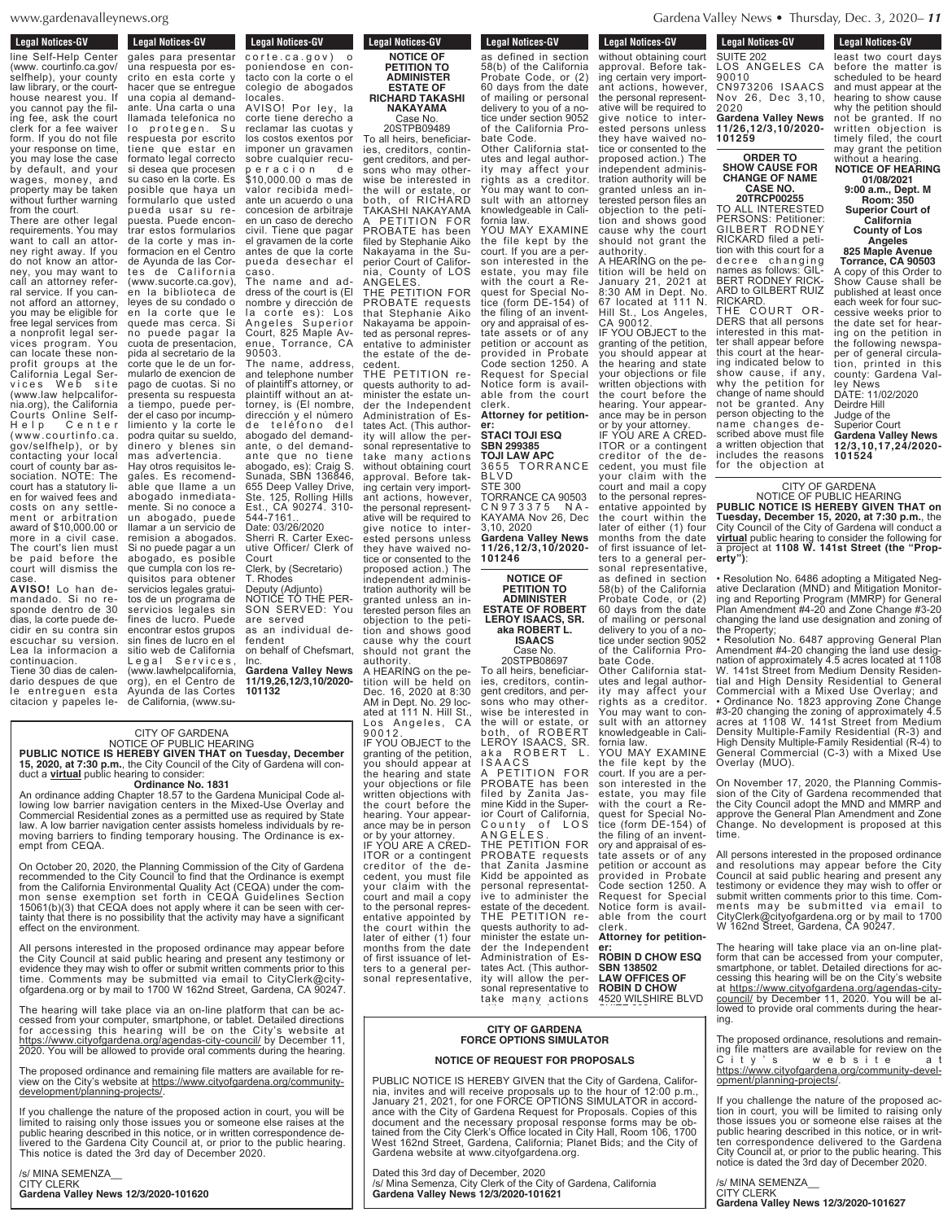**Legal Notices-GV**

line Self-Help Center (www. courtinfo.ca.gov/selfhelp), your county law library, or the courthouse nearest you. If you cannot pay the filing fee, ask the court clerk for a fee waiver form. If you do not file your response on time, you may lose the case by default, and your wages, money, and property may be taken without further warning from the court.

There are other legal requirements. You may want to call an attorney right away. If you do not know an attorney, you may want to call an attorney referral service. If you cannot afford an attorney, you may be eligible for free legal services from a nonprofit legal services program. You can locate these nonprofit groups at the California Legal Services Web site (www.law helpcalifornia.org), the California Courts Online Self-Help Center (www.courtinfo.ca.gov/selfhelp), or by contacting your local court of county bar association. NOTE: The court has a statutory lien for waived fees and costs on any settlement or arbitration award of $10,000.00 or more in a civil case. The court's lien must be paid before the court will dismiss the case.

**AVISO!** Lo han demandado. Si no responde dentro de 30 días, la corte puede decidir en su contra sin escuchar su version. Lea la informacion a continuacion.

Tiene 30 días de calendario despues de que le entreguen esta citacion y papeles legales para presentar una respuesta por escrito en esta corte y hacer que se entregue una copia al demandante. Una carta o una llamada telefonica no lo protegen. Su respuesta por escrito tiene que estar en formato legal correcto si desea que procesen su caso en la corte. Es posible que haya un formulario que usted pueda usar su respuesta. Puede encontrar estos formularios de la corte y mas informacion en el Centro de Ayunda de las Cortes de California (www.sucorte.ca.gov), en la biblioteca de leyes de su condado o en la corte que le quede mas cerca. Si no puede pagar la cuota de presentacion, pida al secretario de la corte que le de un formulario de exencion de pago de cuotas. Si no presenta su respuesta a tiempo, puede perder el caso por incumplimiento y la corte le podra quitar su sueldo, dinero y blenes sin mas advertencia.

Hay otros requisitos legales. Es recomendable que llame a un abogado inmediatamente. Si no conoce a un abogado, puede llamar a un servicio de remision a abogados. Si no puede pagar a un abogado, es posible que cumpla con los requisitos para obtener servicios legales gratuitos de un programa de servicios legales sin fines de lucro. Puede encontrar estos grupos sin fines de lucro en el sitio web de California Legal Services, (www.lawhelpcalifornia.org), en el Centro de Ayunda de las Cortes de California, (www.sucorte.ca.gov) o poniendose en contacto con la corte o el colegio de abogados locales.

AVISO! Por ley, la corte tiene derecho a reclamar las cuotas y los costos exentos por imponer un gravamen sobre cualquier recuperacion de $10,000.00 o mas de valor recibida mediante un acuerdo o una concesion de arbitraje en un caso de derecho civil. Tiene que pagar el gravamen de la corte antes de que la corte pueda desechar el caso.

The name and address of the court is (El nombre y dirección de la corte es): Los Angeles Superior Court, 825 Maple Avenue, Torrance, CA 90503.

The name, address, and telephone number of plaintiff's attorney, or plaintiff without an attorney, is (El nombre, dirección y el número de teléfono del abogado del demandante, o del demandante que no tiene abogado, es): Craig S. Sunada, SBN 136846, 655 Deep Valley Drive, Ste. 125, Rolling Hills Est., CA 90274. 310-544-7161..

Date: 03/26/2020

Sherri R. Carter Executive Officer/ Clerk of Court

Clerk, by (Secretario) T. Rhodes

Deputy (Adjunto)

NOTICE TO THE PERSON SERVED: You are served as an individual defendent on behalf of Chefsmart, Inc.

**Gardena Valley News 11/19,26,12/3,10/2020-101132**

**NOTICE OF PETITION TO ADMINISTER ESTATE OF RICHARD TAKASHI NAKAYAMA**

Case No. 20STPB09489

To all heirs, beneficiaries, creditors, contingent creditors, and persons who may otherwise be interested in the will or estate, or both, of RICHARD TAKASHI NAKAYAMA

A PETITION FOR PROBATE has been filed by Stephanie Aiko Nakayama in the Superior Court of California, County of LOS ANGELES.

THE PETITION FOR PROBATE requests that Stephanie Aiko Nakayama be appointed as personal representative to administer the estate of the decedent.

THE PETITION requests authority to administer the estate under the Independent Administration of Estates Act. (This authority will allow the personal representative to take many actions without obtaining court approval. Before taking certain very important actions, however, the personal representative will be required to give notice to interested persons unless they have waived notice or consented to the proposed action.) The independent administration authority will be granted unless an interested person files an objection to the petition and shows good cause why the court should not grant the authority.

A HEARING on the petition will be held on Dec. 16, 2020 at 8:30 AM in Dept. No. 29 located at 111 N. Hill St., Los Angeles, CA 90012.

IF YOU OBJECT to the granting of the petition, you should appear at the hearing and state your objections or file written objections with the court before the hearing. Your appearance may be in person or by your attorney.

IF YOU ARE A CREDITOR or a contingent creditor of the decedent, you must file your claim with the court and mail a copy to the personal representative appointed by the court within the later of either (1) four months from the date of first issuance of letters to a general personal representative, as defined in section 58(b) of the California Probate Code, or (2) 60 days from the date of mailing or personal delivery to you of a notice under section 9052 of the California Probate Code.

Other California statutes and legal authority may affect your rights as a creditor. You may want to consult with an attorney knowledgeable in California law.

YOU MAY EXAMINE the file kept by the court. If you are a person interested in the estate, you may file with the court a Request for Special Notice (form DE-154) of the filing of an inventory and appraisal of estate assets or of any petition or account as provided in Probate Code section 1250. A Request for Special Notice form is available from the court clerk.

**Attorney for petitioner:**

**STACI TOJI ESQ**
**SBN 299385**
**TOJI LAW APC**
3655 TORRANCE BLVD
STE 300
TORRANCE CA 90503
CN973375 NAKAYAMA Nov 26, Dec 3,10, 2020

**Gardena Valley News 11/26,12/3,10/2020-101246**

**NOTICE OF PETITION TO ADMINISTER ESTATE OF ROBERT LEROY ISAACS, SR. aka ROBERT L. ISAACS**

Case No. 20STPB08697

To all heirs, beneficiaries, creditors, contingent creditors, and persons who may otherwise be interested in the will or estate, or both, of ROBERT LEROY ISAACS, SR. aka ROBERT L. ISAACS

A PETITION FOR PROBATE has been filed by Zanita Jasmine Kidd in the Superior Court of California, County of LOS ANGELES.

THE PETITION FOR PROBATE requests that Zanita Jasmine Kidd be appointed as personal representative to administer the estate of the decedent.

THE PETITION requests authority to administer the estate under the Independent Administration of Estates Act. (This authority will allow the personal representative to take many actions without obtaining court approval. Before taking certain very important actions, however, the personal representative will be required to give notice to interested persons unless they have waived notice or consented to the proposed action.) The independent administration authority will be granted unless an interested person files an objection to the petition and shows good cause why the court should not grant the authority.

A HEARING on the petition will be held on January 21, 2021 at 8:30 AM in Dept. No. 67 located at 111 N. Hill St., Los Angeles, CA 90012.

IF YOU OBJECT to the granting of the petition, you should appear at the hearing and state your objections or file written objections with the court before the hearing. Your appearance may be in person or by your attorney.

IF YOU ARE A CREDITOR or a contingent creditor of the decedent, you must file your claim with the court and mail a copy to the personal representative appointed by the court within the later of either (1) four months from the date of first issuance of letters to a general personal representative, as defined in section 58(b) of the California Probate Code, or (2) 60 days from the date of mailing or personal delivery to you of a notice under section 9052 of the California Probate Code.

Other California statutes and legal authority may affect your rights as a creditor. You may want to consult with an attorney knowledgeable in California law.

YOU MAY EXAMINE the file kept by the court. If you are a person interested in the estate, you may file with the court a Request for Special Notice (form DE-154) of the filing of an inventory and appraisal of estate assets or of any petition or account as provided in Probate Code section 1250. A Request for Special Notice form is available from the court clerk.

**Attorney for petitioner:**

**ROBIN D CHOW ESQ**
**SBN 138502**
**LAW OFFICES OF ROBIN D CHOW**
4520 WILSHIRE BLVD
SUITE 202
LOS ANGELES CA 90010
CN973206 ISAACS Nov 26, Dec 3,10, 2020

**Gardena Valley News 11/26,12/3,10/2020-101259**

**ORDER TO SHOW CAUSE FOR CHANGE OF NAME CASE NO. 20TRCP00255**

TO ALL INTERESTED PERSONS: Petitioner: GILBERT RODNEY RICKARD filed a petition with this court for a decree changing names as follows: GILBERT RODNEY RICKARD to GILBERT RUIZ RICKARD.

THE COURT ORDERS that all persons interested in this matter shall appear before this court at the hearing indicated below to show cause, if any, why the petition for change of name should not be granted. Any person objecting to the name changes described above must file a written objection that includes the reasons for the objection at least two court days before the matter is scheduled to be heard and must appear at the hearing to show cause why the petition should not be granted. If no written objection is timely filed, the court may grant the petition without a hearing.

**NOTICE OF HEARING**
**01/08/2021**
**9:00 a.m., Dept. M**
**Room: 350**
**Superior Court of California**
**County of Los Angeles**
**825 Maple Avenue Torrance, CA 90503**

A copy of this Order to Show Cause shall be published at least once each week for four successive weeks prior to the date set for hearing on the petition in the following newspaper of general circulation, printed in this county: Gardena Valley News

DATE: 11/02/2020
Deirdre Hill
Judge of the Superior Court

**Gardena Valley News 12/3,10,17,24/2020-101524**

CITY OF GARDENA
NOTICE OF PUBLIC HEARING

**PUBLIC NOTICE IS HEREBY GIVEN THAT on Tuesday, December 15, 2020, at 7:30 p.m.**, the City Council of the City of Gardena will conduct a **virtual** public hearing to consider:

**Ordinance No. 1831**

An ordinance adding Chapter 18.57 to the Gardena Municipal Code allowing low barrier navigation centers in the Mixed-Use Overlay and Commercial Residential zones as a permitted use as required by State law. A low barrier navigation center assists homeless individuals by removing barriers to finding temporary housing. The Ordinance is exempt from CEQA.

On October 20, 2020, the Planning Commission of the City of Gardena recommended to the City Council to find that the Ordinance is exempt from the California Environmental Quality Act (CEQA) under the common sense exemption set forth in CEQA Guidelines Section 15061(b)(3) that CEQA does not apply where it can be seen with certainty that there is no possibility that the activity may have a significant effect on the environment.

All persons interested in the proposed ordinance may appear before the City Council at said public hearing and present any testimony or evidence they may wish to offer or submit written comments prior to this time. Comments may be submitted via email to CityClerk@cityofgardena.org or by mail to 1700 W 162nd Street, Gardena, CA 90247.

The hearing will take place via an on-line platform that can be accessed from your computer, smartphone, or tablet. Detailed directions for accessing this hearing will be on the City's website at https://www.cityofgardena.org/agendas-city-council/ by December 11, 2020. You will be allowed to provide oral comments during the hearing.

The proposed ordinance and remaining file matters are available for review on the City's website at https://www.cityofgardena.org/community-development/planning-projects/.

If you challenge the nature of the proposed action in court, you will be limited to raising only those issues you or someone else raises at the public hearing described in this notice, or in written correspondence delivered to the Gardena City Council at, or prior to the public hearing. This notice is dated the 3rd day of December 2020.

/s/ MINA SEMENZA__
CITY CLERK
**Gardena Valley News 12/3/2020-101620**

**CITY OF GARDENA**
**FORCE OPTIONS SIMULATOR**

**NOTICE OF REQUEST FOR PROPOSALS**

PUBLIC NOTICE IS HEREBY GIVEN that the City of Gardena, California, invites and will receive proposals up to the hour of 12:00 p.m., January 21, 2021, for one FORCE OPTIONS SIMULATOR in accordance with the City of Gardena Request for Proposals. Copies of this document and the necessary proposal response forms may be obtained from the City Clerk's Office located in City Hall, Room 106, 1700 West 162nd Street, Gardena, California; Planet Bids; and the City of Gardena website at www.cityofgardena.org.

Dated this 3rd day of December, 2020
/s/ Mina Semenza, City Clerk of the City of Gardena, California
**Gardena Valley News 12/3/2020-101621**

CITY OF GARDENA
NOTICE OF PUBLIC HEARING

**PUBLIC NOTICE IS HEREBY GIVEN THAT on Tuesday, December 15, 2020, at 7:30 p.m.**, the City Council of the City of Gardena will conduct a **virtual** public hearing to consider the following for a project at **1108 W. 141st Street (the "Property")**:

• Resolution No. 6486 adopting a Mitigated Negative Declaration (MND) and Mitigation Monitoring and Reporting Program (MMRP) for General Plan Amendment #4-20 and Zone Change #3-20 changing the land use designation and zoning of the Property;

• Resolution No. 6487 approving General Plan Amendment #4-20 changing the land use designation of approximately 4.5 acres located at 1108 W. 141st Street from Medium Density Residential and High Density Residential to General Commercial with a Mixed Use Overlay; and

• Ordinance No. 1823 approving Zone Change #3-20 changing the zoning of approximately 4.5 acres at 1108 W. 141st Street from Medium Density Multiple-Family Residential (R-3) and High Density Multiple-Family Residential (R-4) to General Commercial (C-3) with a Mixed Use Overlay (MUO).

On November 17, 2020, the Planning Commission of the City of Gardena recommended that the City Council adopt the MND and MMRP and approve the General Plan Amendment and Zone Change. No development is proposed at this time.

All persons interested in the proposed ordinance and resolutions may appear before the City Council at said public hearing and present any testimony or evidence they may wish to offer or submit written comments prior to this time. Comments may be submitted via email to CityClerk@cityofgardena.org or by mail to 1700 W 162nd Street, Gardena, CA 90247.

The hearing will take place via an on-line platform that can be accessed from your computer, smartphone, or tablet. Detailed directions for accessing this hearing will be on the City's website at https://www.cityofgardena.org/agendas-city-council/ by December 11, 2020. You will be allowed to provide oral comments during the hearing.

The proposed ordinance, resolutions and remaining file matters are available for review on the City's website at https://www.cityofgardena.org/community-development/planning-projects/.

If you challenge the nature of the proposed action in court, you will be limited to raising only those issues you or someone else raises at the public hearing described in this notice, or in written correspondence delivered to the Gardena City Council at, or prior to the public hearing. This notice is dated the 3rd day of December 2020.

/s/ MINA SEMENZA__
CITY CLERK
**Gardena Valley News 12/3/2020-101627**